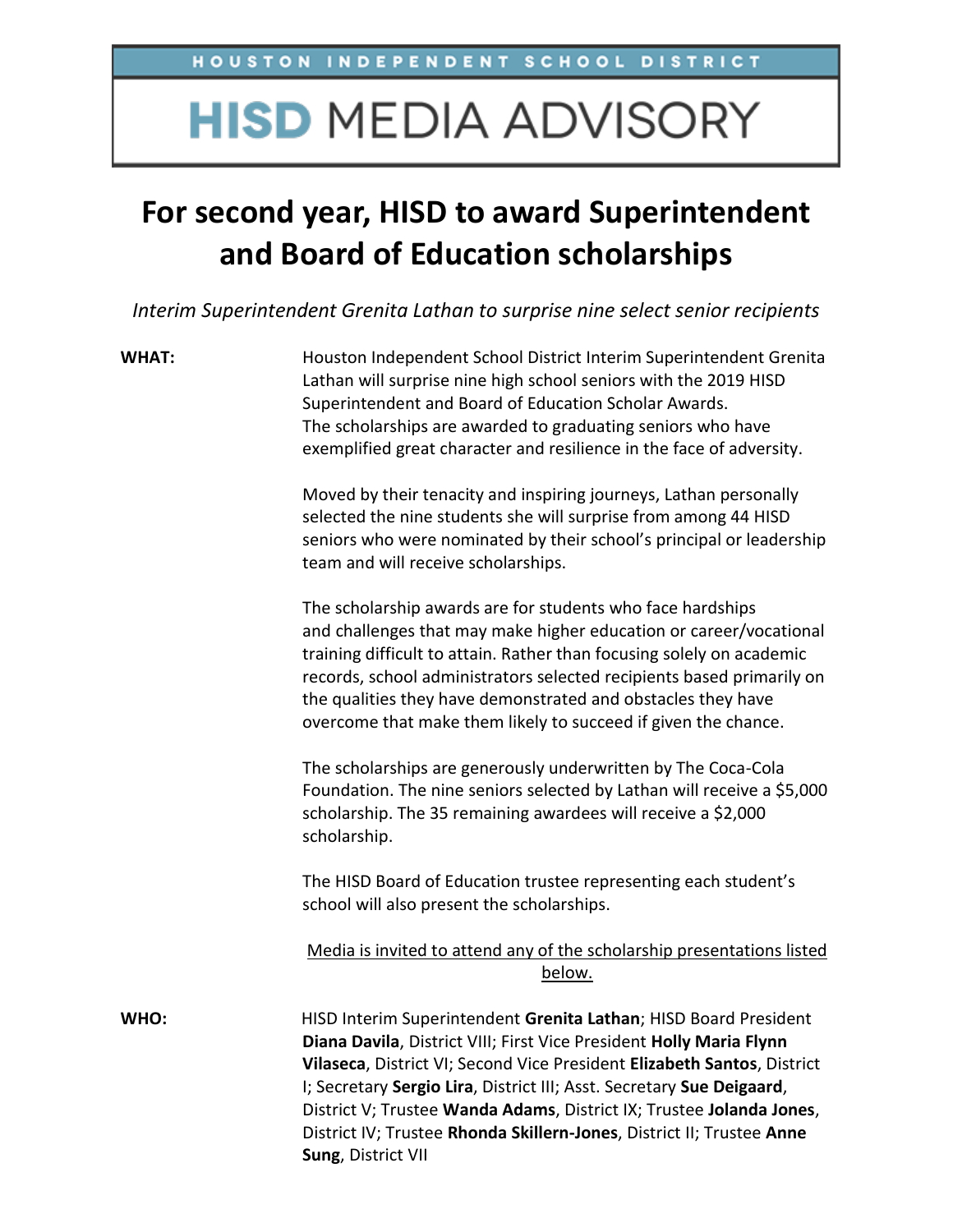HOUSTON INDEPENDENT SCHOOL DISTRICT

# HISD MEDIA ADVISORY

## For second year, HISD to award Superintendent and Board of Education scholarships

*Interim Superintendent Grenita Lathan to surprise nine select senior recipients*

**WHAT:**

Houston Independent School District Interim Superintendent Grenita Lathan will surprise nine high school seniors with the 2019 HISD Superintendent and Board of Education Scholar Awards. The scholarships are awarded to graduating seniors who have exemplified great character and resilience in the face of adversity.

Moved by their tenacity and inspiring journeys, Lathan personally selected the nine students she will surprise from among 44 HISD seniors who were nominated by their school's principal or leadership team and will receive scholarships.

The scholarship awards are for students who face hardships and challenges that may make higher education or career/vocational training difficult to attain. Rather than focusing solely on academic records, school administrators selected recipients based primarily on the qualities they have demonstrated and obstacles they have overcome that make them likely to succeed if given the chance.

The scholarships are generously underwritten by The Coca-Cola Foundation. The nine seniors selected by Lathan will receive a $5,000 scholarship. The 35 remaining awardees will receive a $2,000 scholarship.

The HISD Board of Education trustee representing each student's school will also present the scholarships.

<u>Media is invited to attend any of the scholarship presentations listed below.</u>

**WHO:**

HISD Interim Superintendent **Grenita Lathan**; HISD Board President **Diana Davila**, District VIII; First Vice President **Holly Maria Flynn Vilaseca**, District VI; Second Vice President **Elizabeth Santos**, District I; Secretary **Sergio Lira**, District III; Asst. Secretary **Sue Deigaard**, District V; Trustee **Wanda Adams**, District IX; Trustee **Jolanda Jones**, District IV; Trustee **Rhonda Skillern-Jones**, District II; Trustee **Anne Sung**, District VII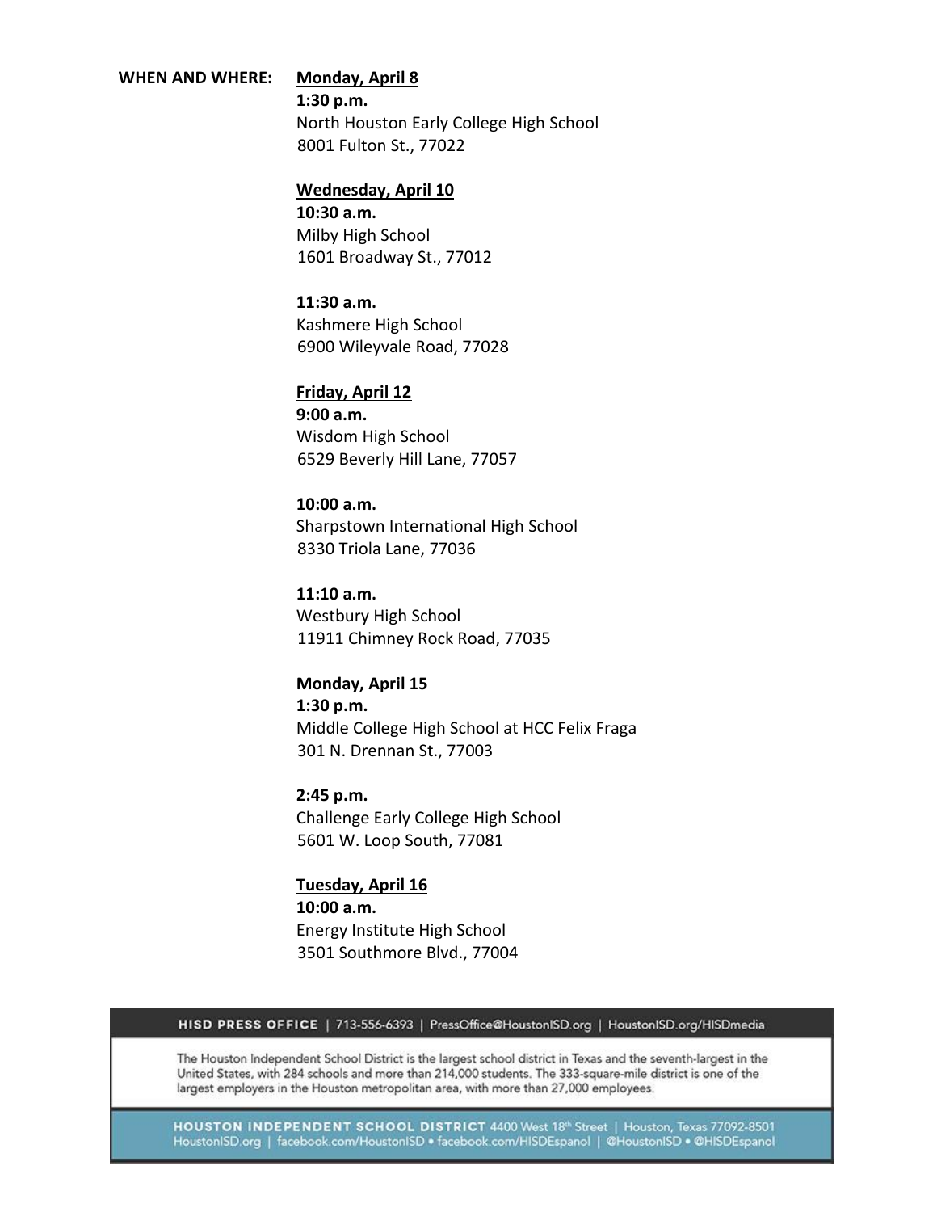**WHEN AND WHERE:**

**Monday, April 8**
**1:30 p.m.**
North Houston Early College High School
8001 Fulton St., 77022

**Wednesday, April 10**
**10:30 a.m.**
Milby High School
1601 Broadway St., 77012

**11:30 a.m.**
Kashmere High School
6900 Wileyvale Road, 77028

**Friday, April 12**
**9:00 a.m.**
Wisdom High School
6529 Beverly Hill Lane, 77057

**10:00 a.m.**
Sharpstown International High School
8330 Triola Lane, 77036

**11:10 a.m.**
Westbury High School
11911 Chimney Rock Road, 77035

**Monday, April 15**
**1:30 p.m.**
Middle College High School at HCC Felix Fraga
301 N. Drennan St., 77003

**2:45 p.m.**
Challenge Early College High School
5601 W. Loop South, 77081

**Tuesday, April 16**
**10:00 a.m.**
Energy Institute High School
3501 Southmore Blvd., 77004

**HISD PRESS OFFICE** | 713-556-6393 | PressOffice@HoustonISD.org | HoustonISD.org/HISDmedia

The Houston Independent School District is the largest school district in Texas and the seventh-largest in the United States, with 284 schools and more than 214,000 students. The 333-square-mile district is one of the largest employers in the Houston metropolitan area, with more than 27,000 employees.

**HOUSTON INDEPENDENT SCHOOL DISTRICT** 4400 West 18th Street | Houston, Texas 77092-8501
HoustonISD.org | facebook.com/HoustonISD • facebook.com/HISDEspanol | @HoustonISD • @HISDEspanol